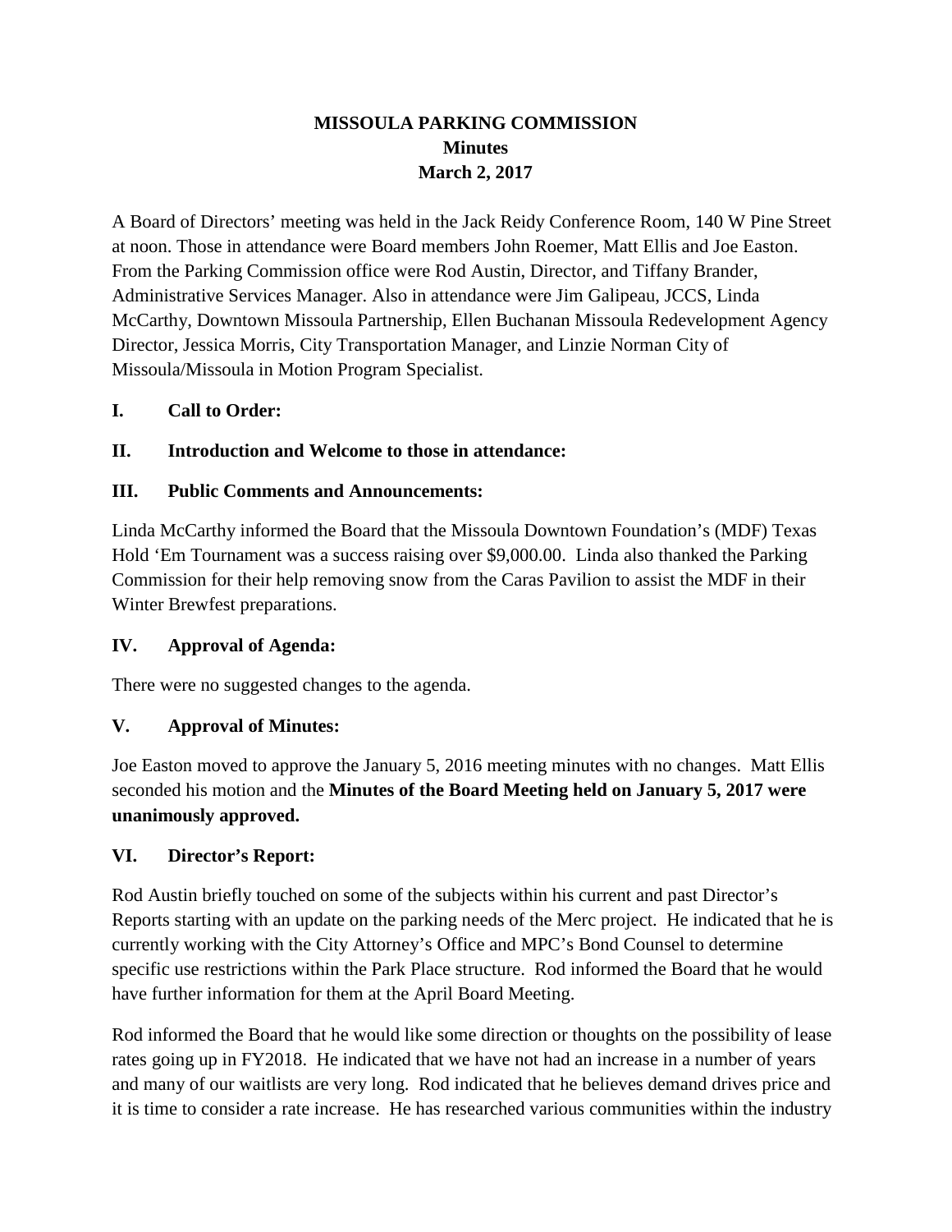# MISSOULA PARKING COMMISSION
## Minutes
## March 2, 2017

A Board of Directors' meeting was held in the Jack Reidy Conference Room, 140 W Pine Street at noon. Those in attendance were Board members John Roemer, Matt Ellis and Joe Easton. From the Parking Commission office were Rod Austin, Director, and Tiffany Brander, Administrative Services Manager. Also in attendance were Jim Galipeau, JCCS, Linda McCarthy, Downtown Missoula Partnership, Ellen Buchanan Missoula Redevelopment Agency Director, Jessica Morris, City Transportation Manager, and Linzie Norman City of Missoula/Missoula in Motion Program Specialist.

**I. Call to Order:**

**II. Introduction and Welcome to those in attendance:**

**III. Public Comments and Announcements:**

Linda McCarthy informed the Board that the Missoula Downtown Foundation's (MDF) Texas Hold 'Em Tournament was a success raising over $9,000.00. Linda also thanked the Parking Commission for their help removing snow from the Caras Pavilion to assist the MDF in their Winter Brewfest preparations.

**IV. Approval of Agenda:**

There were no suggested changes to the agenda.

**V. Approval of Minutes:**

Joe Easton moved to approve the January 5, 2016 meeting minutes with no changes. Matt Ellis seconded his motion and the **Minutes of the Board Meeting held on January 5, 2017 were unanimously approved.**

**VI. Director's Report:**

Rod Austin briefly touched on some of the subjects within his current and past Director's Reports starting with an update on the parking needs of the Merc project. He indicated that he is currently working with the City Attorney's Office and MPC's Bond Counsel to determine specific use restrictions within the Park Place structure. Rod informed the Board that he would have further information for them at the April Board Meeting.

Rod informed the Board that he would like some direction or thoughts on the possibility of lease rates going up in FY2018. He indicated that we have not had an increase in a number of years and many of our waitlists are very long. Rod indicated that he believes demand drives price and it is time to consider a rate increase. He has researched various communities within the industry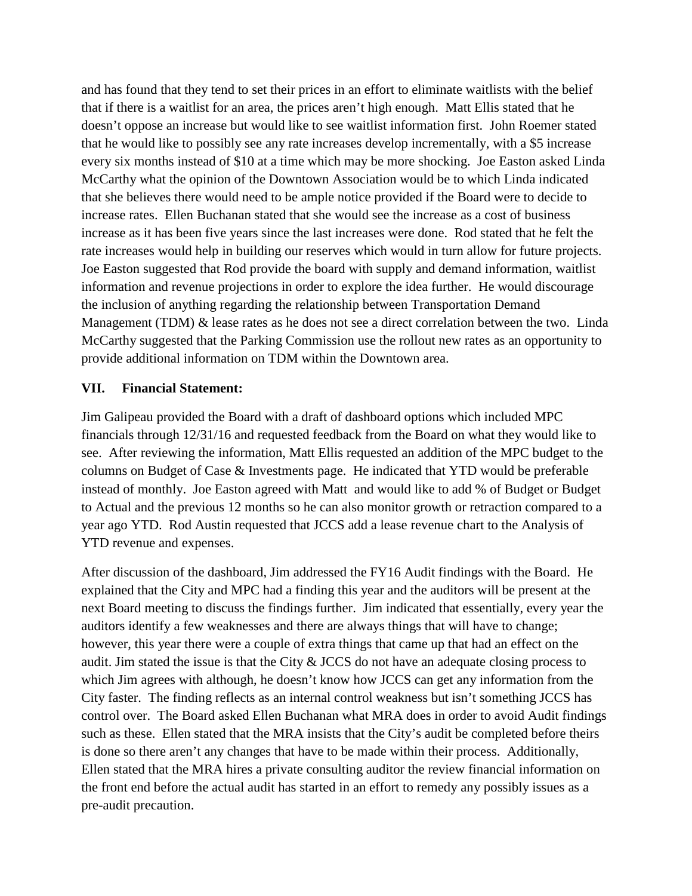and has found that they tend to set their prices in an effort to eliminate waitlists with the belief that if there is a waitlist for an area, the prices aren't high enough. Matt Ellis stated that he doesn't oppose an increase but would like to see waitlist information first. John Roemer stated that he would like to possibly see any rate increases develop incrementally, with a $5 increase every six months instead of $10 at a time which may be more shocking. Joe Easton asked Linda McCarthy what the opinion of the Downtown Association would be to which Linda indicated that she believes there would need to be ample notice provided if the Board were to decide to increase rates. Ellen Buchanan stated that she would see the increase as a cost of business increase as it has been five years since the last increases were done. Rod stated that he felt the rate increases would help in building our reserves which would in turn allow for future projects. Joe Easton suggested that Rod provide the board with supply and demand information, waitlist information and revenue projections in order to explore the idea further. He would discourage the inclusion of anything regarding the relationship between Transportation Demand Management (TDM) & lease rates as he does not see a direct correlation between the two. Linda McCarthy suggested that the Parking Commission use the rollout new rates as an opportunity to provide additional information on TDM within the Downtown area.

**VII. Financial Statement:**

Jim Galipeau provided the Board with a draft of dashboard options which included MPC financials through 12/31/16 and requested feedback from the Board on what they would like to see. After reviewing the information, Matt Ellis requested an addition of the MPC budget to the columns on Budget of Case & Investments page. He indicated that YTD would be preferable instead of monthly. Joe Easton agreed with Matt and would like to add % of Budget or Budget to Actual and the previous 12 months so he can also monitor growth or retraction compared to a year ago YTD. Rod Austin requested that JCCS add a lease revenue chart to the Analysis of YTD revenue and expenses.

After discussion of the dashboard, Jim addressed the FY16 Audit findings with the Board. He explained that the City and MPC had a finding this year and the auditors will be present at the next Board meeting to discuss the findings further. Jim indicated that essentially, every year the auditors identify a few weaknesses and there are always things that will have to change; however, this year there were a couple of extra things that came up that had an effect on the audit. Jim stated the issue is that the City & JCCS do not have an adequate closing process to which Jim agrees with although, he doesn't know how JCCS can get any information from the City faster. The finding reflects as an internal control weakness but isn't something JCCS has control over. The Board asked Ellen Buchanan what MRA does in order to avoid Audit findings such as these. Ellen stated that the MRA insists that the City's audit be completed before theirs is done so there aren't any changes that have to be made within their process. Additionally, Ellen stated that the MRA hires a private consulting auditor the review financial information on the front end before the actual audit has started in an effort to remedy any possibly issues as a pre-audit precaution.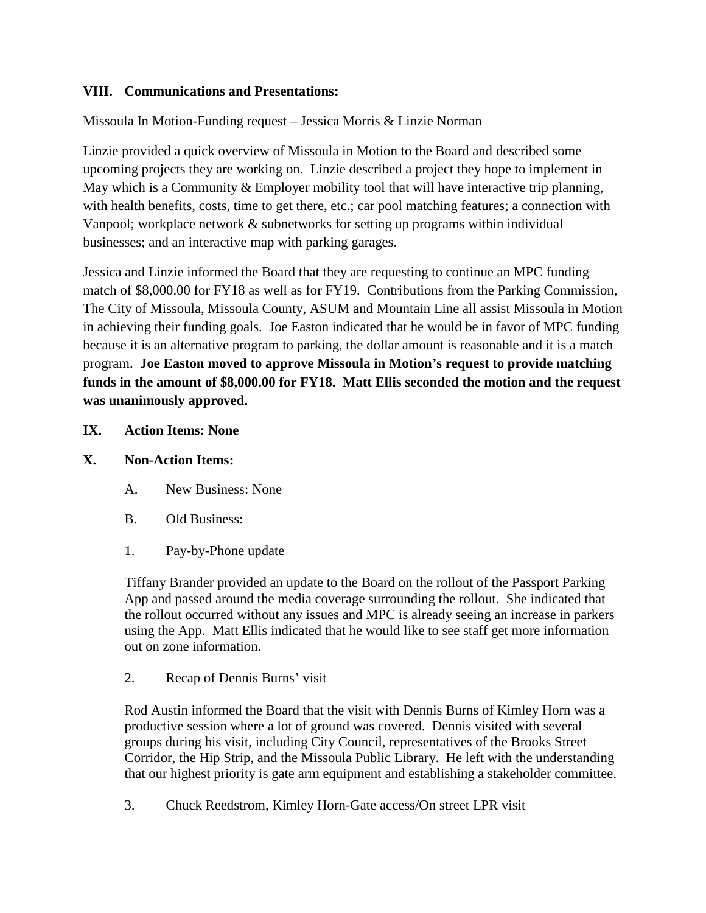**VIII. Communications and Presentations:**

Missoula In Motion-Funding request – Jessica Morris & Linzie Norman

Linzie provided a quick overview of Missoula in Motion to the Board and described some upcoming projects they are working on. Linzie described a project they hope to implement in May which is a Community & Employer mobility tool that will have interactive trip planning, with health benefits, costs, time to get there, etc.; car pool matching features; a connection with Vanpool; workplace network & subnetworks for setting up programs within individual businesses; and an interactive map with parking garages.

Jessica and Linzie informed the Board that they are requesting to continue an MPC funding match of $8,000.00 for FY18 as well as for FY19. Contributions from the Parking Commission, The City of Missoula, Missoula County, ASUM and Mountain Line all assist Missoula in Motion in achieving their funding goals. Joe Easton indicated that he would be in favor of MPC funding because it is an alternative program to parking, the dollar amount is reasonable and it is a match program. **Joe Easton moved to approve Missoula in Motion's request to provide matching funds in the amount of $8,000.00 for FY18. Matt Ellis seconded the motion and the request was unanimously approved.**

**IX. Action Items: None**

**X. Non-Action Items:**

A. New Business: None

B. Old Business:

1. Pay-by-Phone update

Tiffany Brander provided an update to the Board on the rollout of the Passport Parking App and passed around the media coverage surrounding the rollout. She indicated that the rollout occurred without any issues and MPC is already seeing an increase in parkers using the App. Matt Ellis indicated that he would like to see staff get more information out on zone information.

2. Recap of Dennis Burns' visit

Rod Austin informed the Board that the visit with Dennis Burns of Kimley Horn was a productive session where a lot of ground was covered. Dennis visited with several groups during his visit, including City Council, representatives of the Brooks Street Corridor, the Hip Strip, and the Missoula Public Library. He left with the understanding that our highest priority is gate arm equipment and establishing a stakeholder committee.

3. Chuck Reedstrom, Kimley Horn-Gate access/On street LPR visit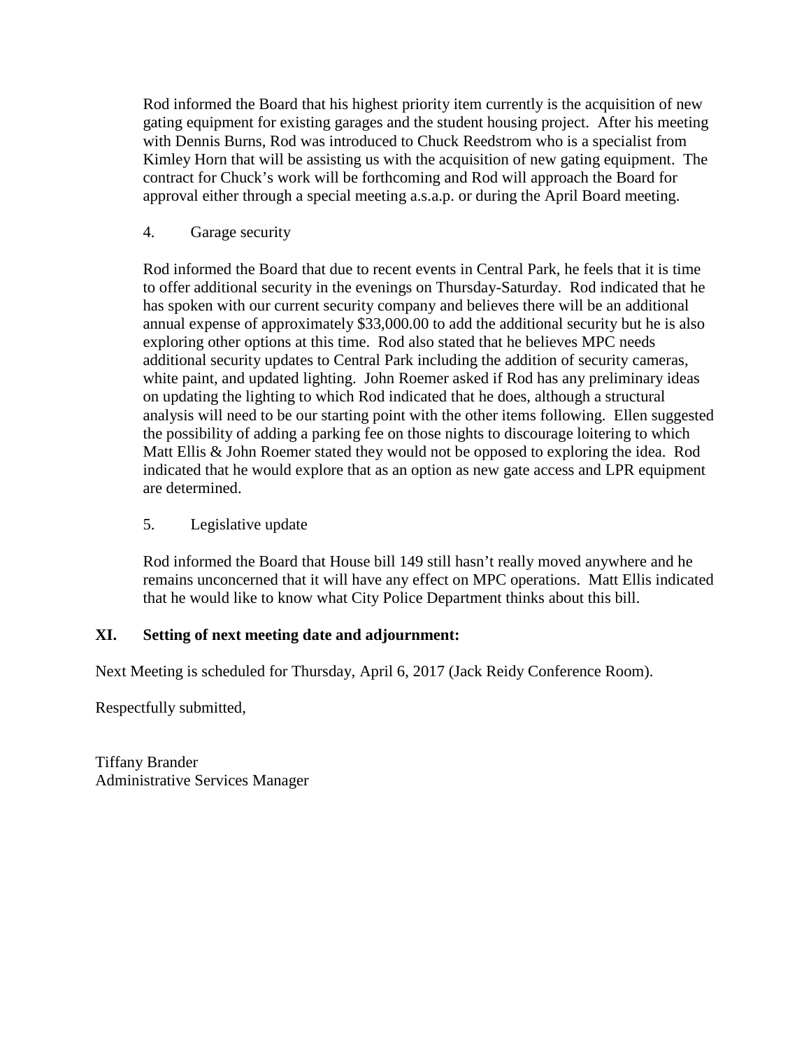Rod informed the Board that his highest priority item currently is the acquisition of new gating equipment for existing garages and the student housing project. After his meeting with Dennis Burns, Rod was introduced to Chuck Reedstrom who is a specialist from Kimley Horn that will be assisting us with the acquisition of new gating equipment. The contract for Chuck's work will be forthcoming and Rod will approach the Board for approval either through a special meeting a.s.a.p. or during the April Board meeting.

4. Garage security

Rod informed the Board that due to recent events in Central Park, he feels that it is time to offer additional security in the evenings on Thursday-Saturday. Rod indicated that he has spoken with our current security company and believes there will be an additional annual expense of approximately $33,000.00 to add the additional security but he is also exploring other options at this time. Rod also stated that he believes MPC needs additional security updates to Central Park including the addition of security cameras, white paint, and updated lighting. John Roemer asked if Rod has any preliminary ideas on updating the lighting to which Rod indicated that he does, although a structural analysis will need to be our starting point with the other items following. Ellen suggested the possibility of adding a parking fee on those nights to discourage loitering to which Matt Ellis & John Roemer stated they would not be opposed to exploring the idea. Rod indicated that he would explore that as an option as new gate access and LPR equipment are determined.

5. Legislative update

Rod informed the Board that House bill 149 still hasn't really moved anywhere and he remains unconcerned that it will have any effect on MPC operations. Matt Ellis indicated that he would like to know what City Police Department thinks about this bill.

## XI. Setting of next meeting date and adjournment:

Next Meeting is scheduled for Thursday, April 6, 2017 (Jack Reidy Conference Room).

Respectfully submitted,

Tiffany Brander
Administrative Services Manager